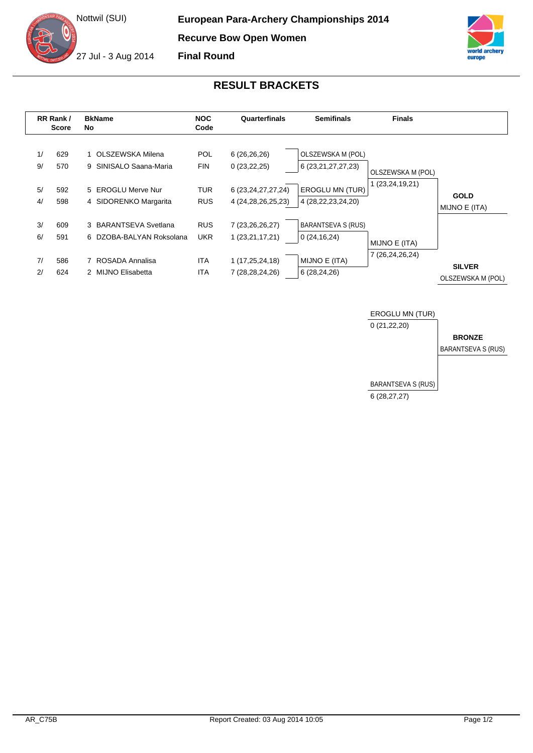Nottwil (SUI)

27 Jul - 3 Aug 2014

**European Para-Archery Championships 2014**

**Recurve Bow Open Women**

**Final Round**

## RESULT BRACKETS

| RR Rank / | Score | BkNo | Name | NOC Code | Quarterfinals | Semifinals | Finals | |
|---|---|---|---|---|---|---|---|---|
| 1/ | 629 | 1 | OLSZEWSKA Milena | POL | 6 (26,26,26) | OLSZEWSKA M (POL) | | |
| 9/ | 570 | 9 | SINISALO Saana-Maria | FIN | 0 (23,22,25) | 6 (23,21,27,27,23) | OLSZEWSKA M (POL) | |
| 5/ | 592 | 5 | EROGLU Merve Nur | TUR | 6 (23,24,27,27,24) | EROGLU MN (TUR) | 1 (23,24,19,21) | **GOLD** |
| 4/ | 598 | 4 | SIDORENKO Margarita | RUS | 4 (24,28,26,25,23) | 4 (28,22,23,24,20) | | MIJNO E (ITA) |
| 3/ | 609 | 3 | BARANTSEVA Svetlana | RUS | 7 (23,26,26,27) | BARANTSEVA S (RUS) | | |
| 6/ | 591 | 6 | DZOBA-BALYAN Roksolana | UKR | 1 (23,21,17,21) | 0 (24,16,24) | MIJNO E (ITA) | |
| 7/ | 586 | 7 | ROSADA Annalisa | ITA | 1 (17,25,24,18) | MIJNO E (ITA) | 7 (26,24,26,24) | **SILVER** |
| 2/ | 624 | 2 | MIJNO Elisabetta | ITA | 7 (28,28,24,26) | 6 (28,24,26) | | OLSZEWSKA M (POL) |

**Bronze match**

| Finals | |
|---|---|
| EROGLU MN (TUR) | |
| 0 (21,22,20) | **BRONZE** |
| | BARANTSEVA S (RUS) |
| BARANTSEVA S (RUS) | |
| 6 (28,27,27) | |

AR_C75B Report Created: 03 Aug 2014 10:05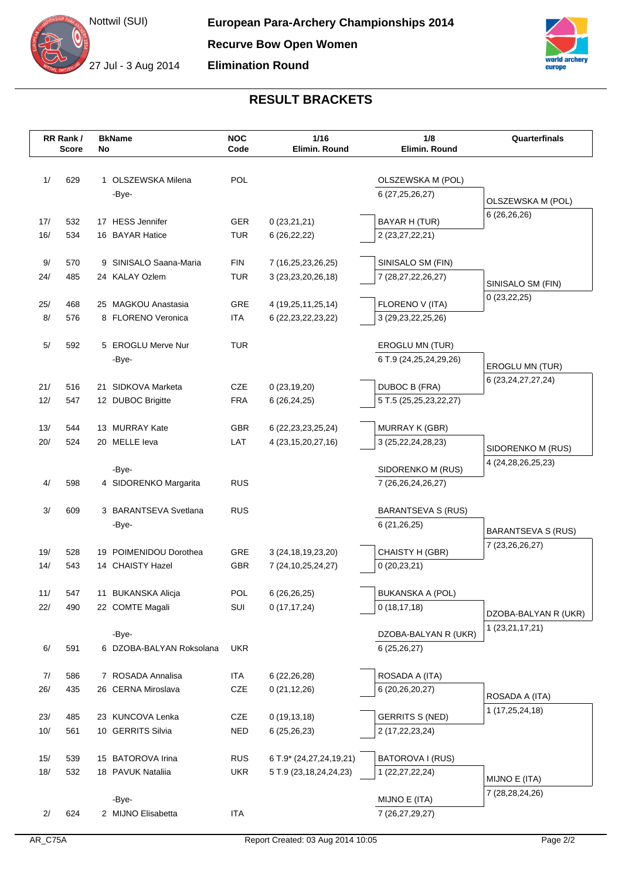Nottwil (SUI)

27 Jul - 3 Aug 2014

# European Para-Archery Championships 2014

## Recurve Bow Open Women

## Elimination Round

## RESULT BRACKETS

| RR Rank / Score | | BkNo | Name | NOC Code | 1/16 Elimin. Round | 1/8 Elimin. Round | Quarterfinals |
|---|---|---|---|---|---|---|---|
| 1/ | 629 | 1 | OLSZEWSKA Milena | POL | | OLSZEWSKA M (POL) | |
| | | | -Bye- | | | 6 (27,25,26,27) | OLSZEWSKA M (POL) |
| | | | | | | | 6 (26,26,26) |
| 17/ | 532 | 17 | HESS Jennifer | GER | 0 (23,21,21) | BAYAR H (TUR) | |
| 16/ | 534 | 16 | BAYAR Hatice | TUR | 6 (26,22,22) | 2 (23,27,22,21) | |
| 9/ | 570 | 9 | SINISALO Saana-Maria | FIN | 7 (16,25,23,26,25) | SINISALO SM (FIN) | |
| 24/ | 485 | 24 | KALAY Ozlem | TUR | 3 (23,23,20,26,18) | 7 (28,27,22,26,27) | SINISALO SM (FIN) |
| | | | | | | | 0 (23,22,25) |
| 25/ | 468 | 25 | MAGKOU Anastasia | GRE | 4 (19,25,11,25,14) | FLORENO V (ITA) | |
| 8/ | 576 | 8 | FLORENO Veronica | ITA | 6 (22,23,22,23,22) | 3 (29,23,22,25,26) | |
| 5/ | 592 | 5 | EROGLU Merve Nur | TUR | | EROGLU MN (TUR) | |
| | | | -Bye- | | | 6 T.9 (24,25,24,29,26) | EROGLU MN (TUR) |
| | | | | | | | 6 (23,24,27,27,24) |
| 21/ | 516 | 21 | SIDKOVA Marketa | CZE | 0 (23,19,20) | DUBOC B (FRA) | |
| 12/ | 547 | 12 | DUBOC Brigitte | FRA | 6 (26,24,25) | 5 T.5 (25,25,23,22,27) | |
| 13/ | 544 | 13 | MURRAY Kate | GBR | 6 (22,23,23,25,24) | MURRAY K (GBR) | |
| 20/ | 524 | 20 | MELLE Ieva | LAT | 4 (23,15,20,27,16) | 3 (25,22,24,28,23) | SIDORENKO M (RUS) |
| | | | | | | | 4 (24,28,26,25,23) |
| | | | -Bye- | | | SIDORENKO M (RUS) | |
| 4/ | 598 | 4 | SIDORENKO Margarita | RUS | | 7 (26,26,24,26,27) | |
| 3/ | 609 | 3 | BARANTSEVA Svetlana | RUS | | BARANTSEVA S (RUS) | |
| | | | -Bye- | | | 6 (21,26,25) | BARANTSEVA S (RUS) |
| | | | | | | | 7 (23,26,26,27) |
| 19/ | 528 | 19 | POIMENIDOU Dorothea | GRE | 3 (24,18,19,23,20) | CHAISTY H (GBR) | |
| 14/ | 543 | 14 | CHAISTY Hazel | GBR | 7 (24,10,25,24,27) | 0 (20,23,21) | |
| 11/ | 547 | 11 | BUKANSKA Alicja | POL | 6 (26,26,25) | BUKANSKA A (POL) | |
| 22/ | 490 | 22 | COMTE Magali | SUI | 0 (17,17,24) | 0 (18,17,18) | DZOBA-BALYAN R (UKR) |
| | | | | | | | 1 (23,21,17,21) |
| | | | -Bye- | | | DZOBA-BALYAN R (UKR) | |
| 6/ | 591 | 6 | DZOBA-BALYAN Roksolana | UKR | | 6 (25,26,27) | |
| 7/ | 586 | 7 | ROSADA Annalisa | ITA | 6 (22,26,28) | ROSADA A (ITA) | |
| 26/ | 435 | 26 | CERNA Miroslava | CZE | 0 (21,12,26) | 6 (20,26,20,27) | ROSADA A (ITA) |
| | | | | | | | 1 (17,25,24,18) |
| 23/ | 485 | 23 | KUNCOVA Lenka | CZE | 0 (19,13,18) | GERRITS S (NED) | |
| 10/ | 561 | 10 | GERRITS Silvia | NED | 6 (25,26,23) | 2 (17,22,23,24) | |
| 15/ | 539 | 15 | BATOROVA Irina | RUS | 6 T.9* (24,27,24,19,21) | BATOROVA I (RUS) | |
| 18/ | 532 | 18 | PAVUK Nataliia | UKR | 5 T.9 (23,18,24,24,23) | 1 (22,27,22,24) | MIJNO E (ITA) |
| | | | | | | | 7 (28,28,24,26) |
| | | | -Bye- | | | MIJNO E (ITA) | |
| 2/ | 624 | 2 | MIJNO Elisabetta | ITA | | 7 (26,27,29,27) | |

AR_C75A Report Created: 03 Aug 2014 10:05